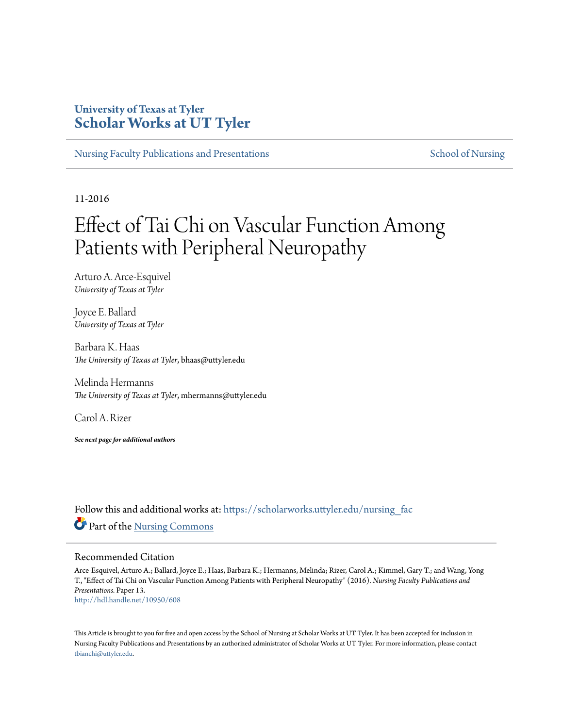University of Texas at Tyler
**Scholar Works at UT Tyler**

Nursing Faculty Publications and Presentations | School of Nursing

11-2016

# Effect of Tai Chi on Vascular Function Among Patients with Peripheral Neuropathy

Arturo A. Arce-Esquivel
*University of Texas at Tyler*

Joyce E. Ballard
*University of Texas at Tyler*

Barbara K. Haas
*The University of Texas at Tyler*, bhaas@uttyler.edu

Melinda Hermanns
*The University of Texas at Tyler*, mhermanns@uttyler.edu

Carol A. Rizer

***See next page for additional authors***

Follow this and additional works at: https://scholarworks.uttyler.edu/nursing_fac

Part of the Nursing Commons

## Recommended Citation

Arce-Esquivel, Arturo A.; Ballard, Joyce E.; Haas, Barbara K.; Hermanns, Melinda; Rizer, Carol A.; Kimmel, Gary T.; and Wang, Yong T., "Effect of Tai Chi on Vascular Function Among Patients with Peripheral Neuropathy" (2016). *Nursing Faculty Publications and Presentations.* Paper 13.
http://hdl.handle.net/10950/608

This Article is brought to you for free and open access by the School of Nursing at Scholar Works at UT Tyler. It has been accepted for inclusion in Nursing Faculty Publications and Presentations by an authorized administrator of Scholar Works at UT Tyler. For more information, please contact tbianchi@uttyler.edu.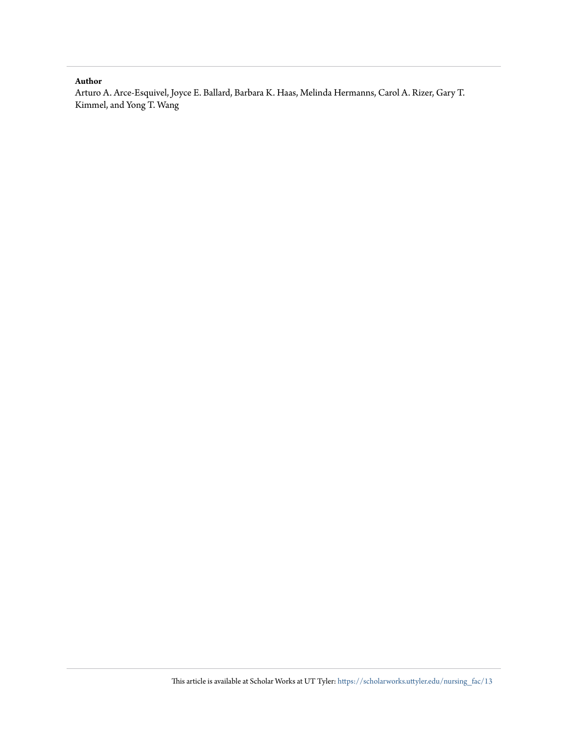**Author**

Arturo A. Arce-Esquivel, Joyce E. Ballard, Barbara K. Haas, Melinda Hermanns, Carol A. Rizer, Gary T. Kimmel, and Yong T. Wang

This article is available at Scholar Works at UT Tyler: https://scholarworks.uttyler.edu/nursing_fac/13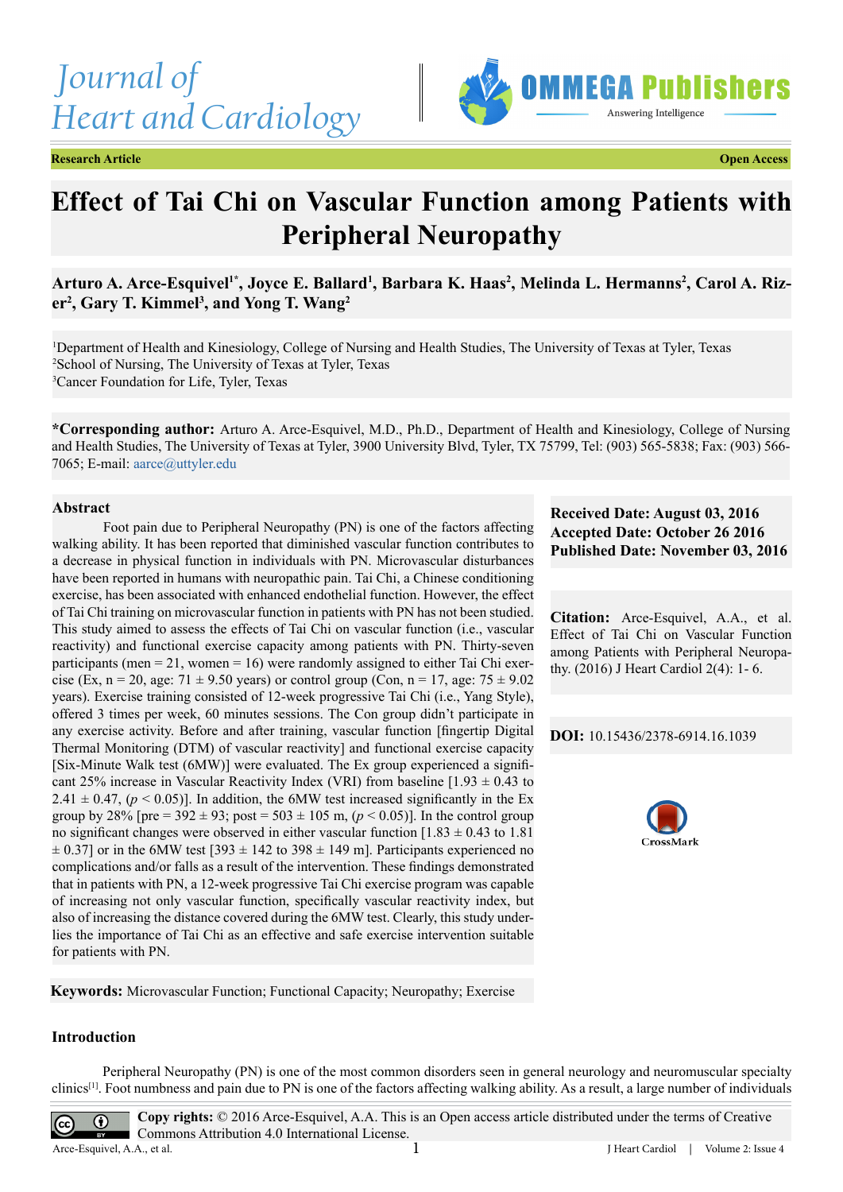Journal of Heart and Cardiology

**Research Article** **Open Access**

# Effect of Tai Chi on Vascular Function among Patients with Peripheral Neuropathy

**Arturo A. Arce-Esquivel[1*], Joyce E. Ballard[1], Barbara K. Haas[2], Melinda L. Hermanns[2], Carol A. Rizer[2], Gary T. Kimmel[3], and Yong T. Wang[2]**

[1]Department of Health and Kinesiology, College of Nursing and Health Studies, The University of Texas at Tyler, Texas
[2]School of Nursing, The University of Texas at Tyler, Texas
[3]Cancer Foundation for Life, Tyler, Texas

**\*Corresponding author:** Arturo A. Arce-Esquivel, M.D., Ph.D., Department of Health and Kinesiology, College of Nursing and Health Studies, The University of Texas at Tyler, 3900 University Blvd, Tyler, TX 75799, Tel: (903) 565-5838; Fax: (903) 566-7065; E-mail: aarce@uttyler.edu

**Received Date: August 03, 2016**
**Accepted Date: October 26 2016**
**Published Date: November 03, 2016**

**Citation:** Arce-Esquivel, A.A., et al. Effect of Tai Chi on Vascular Function among Patients with Peripheral Neuropathy. (2016) J Heart Cardiol 2(4): 1- 6.

**DOI:** 10.15436/2378-6914.16.1039

## Abstract

Foot pain due to Peripheral Neuropathy (PN) is one of the factors affecting walking ability. It has been reported that diminished vascular function contributes to a decrease in physical function in individuals with PN. Microvascular disturbances have been reported in humans with neuropathic pain. Tai Chi, a Chinese conditioning exercise, has been associated with enhanced endothelial function. However, the effect of Tai Chi training on microvascular function in patients with PN has not been studied. This study aimed to assess the effects of Tai Chi on vascular function (i.e., vascular reactivity) and functional exercise capacity among patients with PN. Thirty-seven participants (men = 21, women = 16) were randomly assigned to either Tai Chi exercise (Ex, n = 20, age: 71 ± 9.50 years) or control group (Con, n = 17, age: 75 ± 9.02 years). Exercise training consisted of 12-week progressive Tai Chi (i.e., Yang Style), offered 3 times per week, 60 minutes sessions. The Con group didn't participate in any exercise activity. Before and after training, vascular function [fingertip Digital Thermal Monitoring (DTM) of vascular reactivity] and functional exercise capacity [Six-Minute Walk test (6MW)] were evaluated. The Ex group experienced a significant 25% increase in Vascular Reactivity Index (VRI) from baseline [1.93 ± 0.43 to 2.41 ± 0.47, ($p < 0.05$)]. In addition, the 6MW test increased significantly in the Ex group by 28% [pre = 392 ± 93; post = 503 ± 105 m, ($p < 0.05$)]. In the control group no significant changes were observed in either vascular function [1.83 ± 0.43 to 1.81 ± 0.37] or in the 6MW test [393 ± 142 to 398 ± 149 m]. Participants experienced no complications and/or falls as a result of the intervention. These findings demonstrated that in patients with PN, a 12-week progressive Tai Chi exercise program was capable of increasing not only vascular function, specifically vascular reactivity index, but also of increasing the distance covered during the 6MW test. Clearly, this study underlies the importance of Tai Chi as an effective and safe exercise intervention suitable for patients with PN.

**Keywords:** Microvascular Function; Functional Capacity; Neuropathy; Exercise

## Introduction

Peripheral Neuropathy (PN) is one of the most common disorders seen in general neurology and neuromuscular specialty clinics[1]. Foot numbness and pain due to PN is one of the factors affecting walking ability. As a result, a large number of individuals

**Copy rights:** © 2016 Arce-Esquivel, A.A. This is an Open access article distributed under the terms of Creative Commons Attribution 4.0 International License.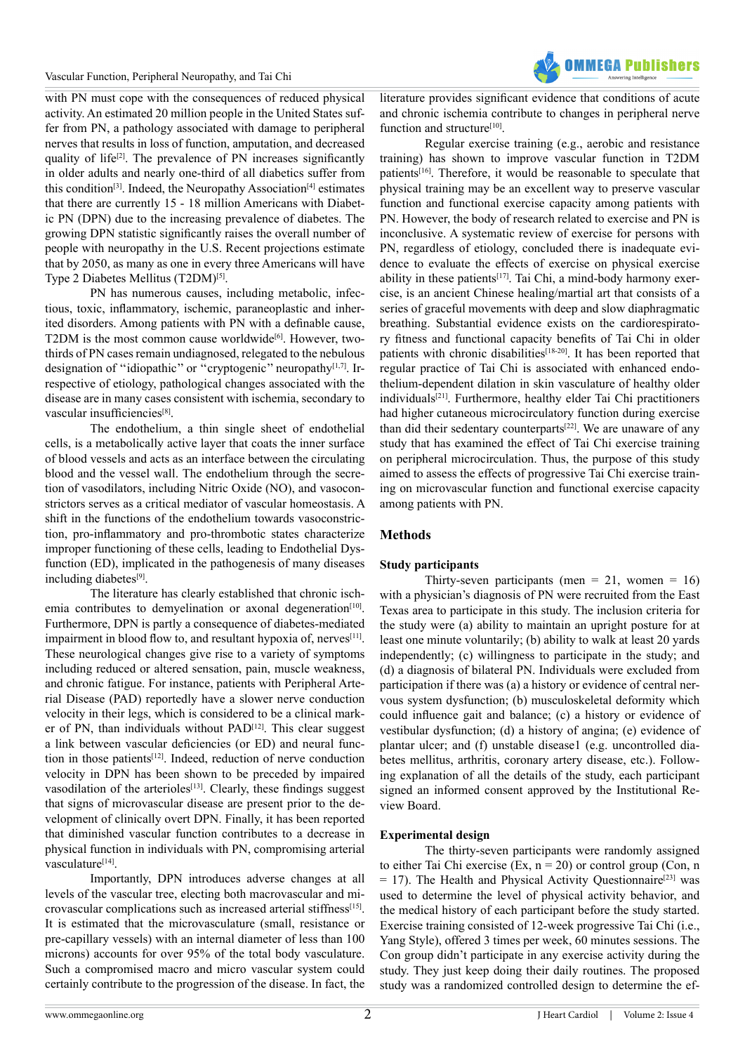with PN must cope with the consequences of reduced physical activity. An estimated 20 million people in the United States suffer from PN, a pathology associated with damage to peripheral nerves that results in loss of function, amputation, and decreased quality of life[2]. The prevalence of PN increases significantly in older adults and nearly one-third of all diabetics suffer from this condition[3]. Indeed, the Neuropathy Association[4] estimates that there are currently 15 - 18 million Americans with Diabetic PN (DPN) due to the increasing prevalence of diabetes. The growing DPN statistic significantly raises the overall number of people with neuropathy in the U.S. Recent projections estimate that by 2050, as many as one in every three Americans will have Type 2 Diabetes Mellitus (T2DM)[5].

PN has numerous causes, including metabolic, infectious, toxic, inflammatory, ischemic, paraneoplastic and inherited disorders. Among patients with PN with a definable cause, T2DM is the most common cause worldwide[6]. However, two-thirds of PN cases remain undiagnosed, relegated to the nebulous designation of ''idiopathic'' or ''cryptogenic'' neuropathy[1,7]. Irrespective of etiology, pathological changes associated with the disease are in many cases consistent with ischemia, secondary to vascular insufficiencies[8].

The endothelium, a thin single sheet of endothelial cells, is a metabolically active layer that coats the inner surface of blood vessels and acts as an interface between the circulating blood and the vessel wall. The endothelium through the secretion of vasodilators, including Nitric Oxide (NO), and vasoconstrictors serves as a critical mediator of vascular homeostasis. A shift in the functions of the endothelium towards vasoconstriction, pro-inflammatory and pro-thrombotic states characterize improper functioning of these cells, leading to Endothelial Dysfunction (ED), implicated in the pathogenesis of many diseases including diabetes[9].

The literature has clearly established that chronic ischemia contributes to demyelination or axonal degeneration[10]. Furthermore, DPN is partly a consequence of diabetes-mediated impairment in blood flow to, and resultant hypoxia of, nerves[11]. These neurological changes give rise to a variety of symptoms including reduced or altered sensation, pain, muscle weakness, and chronic fatigue. For instance, patients with Peripheral Arterial Disease (PAD) reportedly have a slower nerve conduction velocity in their legs, which is considered to be a clinical marker of PN, than individuals without PAD[12]. This clear suggest a link between vascular deficiencies (or ED) and neural function in those patients[12]. Indeed, reduction of nerve conduction velocity in DPN has been shown to be preceded by impaired vasodilation of the arterioles[13]. Clearly, these findings suggest that signs of microvascular disease are present prior to the development of clinically overt DPN. Finally, it has been reported that diminished vascular function contributes to a decrease in physical function in individuals with PN, compromising arterial vasculature[14].

Importantly, DPN introduces adverse changes at all levels of the vascular tree, electing both macrovascular and microvascular complications such as increased arterial stiffness[15]. It is estimated that the microvasculature (small, resistance or pre-capillary vessels) with an internal diameter of less than 100 microns) accounts for over 95% of the total body vasculature. Such a compromised macro and micro vascular system could certainly contribute to the progression of the disease. In fact, the literature provides significant evidence that conditions of acute and chronic ischemia contribute to changes in peripheral nerve function and structure[10].

Regular exercise training (e.g., aerobic and resistance training) has shown to improve vascular function in T2DM patients[16]. Therefore, it would be reasonable to speculate that physical training may be an excellent way to preserve vascular function and functional exercise capacity among patients with PN. However, the body of research related to exercise and PN is inconclusive. A systematic review of exercise for persons with PN, regardless of etiology, concluded there is inadequate evidence to evaluate the effects of exercise on physical exercise ability in these patients[17]. Tai Chi, a mind-body harmony exercise, is an ancient Chinese healing/martial art that consists of a series of graceful movements with deep and slow diaphragmatic breathing. Substantial evidence exists on the cardiorespiratory fitness and functional capacity benefits of Tai Chi in older patients with chronic disabilities[18-20]. It has been reported that regular practice of Tai Chi is associated with enhanced endothelium-dependent dilation in skin vasculature of healthy older individuals[21]. Furthermore, healthy elder Tai Chi practitioners had higher cutaneous microcirculatory function during exercise than did their sedentary counterparts[22]. We are unaware of any study that has examined the effect of Tai Chi exercise training on peripheral microcirculation. Thus, the purpose of this study aimed to assess the effects of progressive Tai Chi exercise training on microvascular function and functional exercise capacity among patients with PN.

## Methods

### Study participants

Thirty-seven participants (men = 21, women = 16) with a physician's diagnosis of PN were recruited from the East Texas area to participate in this study. The inclusion criteria for the study were (a) ability to maintain an upright posture for at least one minute voluntarily; (b) ability to walk at least 20 yards independently; (c) willingness to participate in the study; and (d) a diagnosis of bilateral PN. Individuals were excluded from participation if there was (a) a history or evidence of central nervous system dysfunction; (b) musculoskeletal deformity which could influence gait and balance; (c) a history or evidence of vestibular dysfunction; (d) a history of angina; (e) evidence of plantar ulcer; and (f) unstable disease1 (e.g. uncontrolled diabetes mellitus, arthritis, coronary artery disease, etc.). Following explanation of all the details of the study, each participant signed an informed consent approved by the Institutional Review Board.

### Experimental design

The thirty-seven participants were randomly assigned to either Tai Chi exercise (Ex, n = 20) or control group (Con, n = 17). The Health and Physical Activity Questionnaire[23] was used to determine the level of physical activity behavior, and the medical history of each participant before the study started. Exercise training consisted of 12-week progressive Tai Chi (i.e., Yang Style), offered 3 times per week, 60 minutes sessions. The Con group didn't participate in any exercise activity during the study. They just keep doing their daily routines. The proposed study was a randomized controlled design to determine the ef-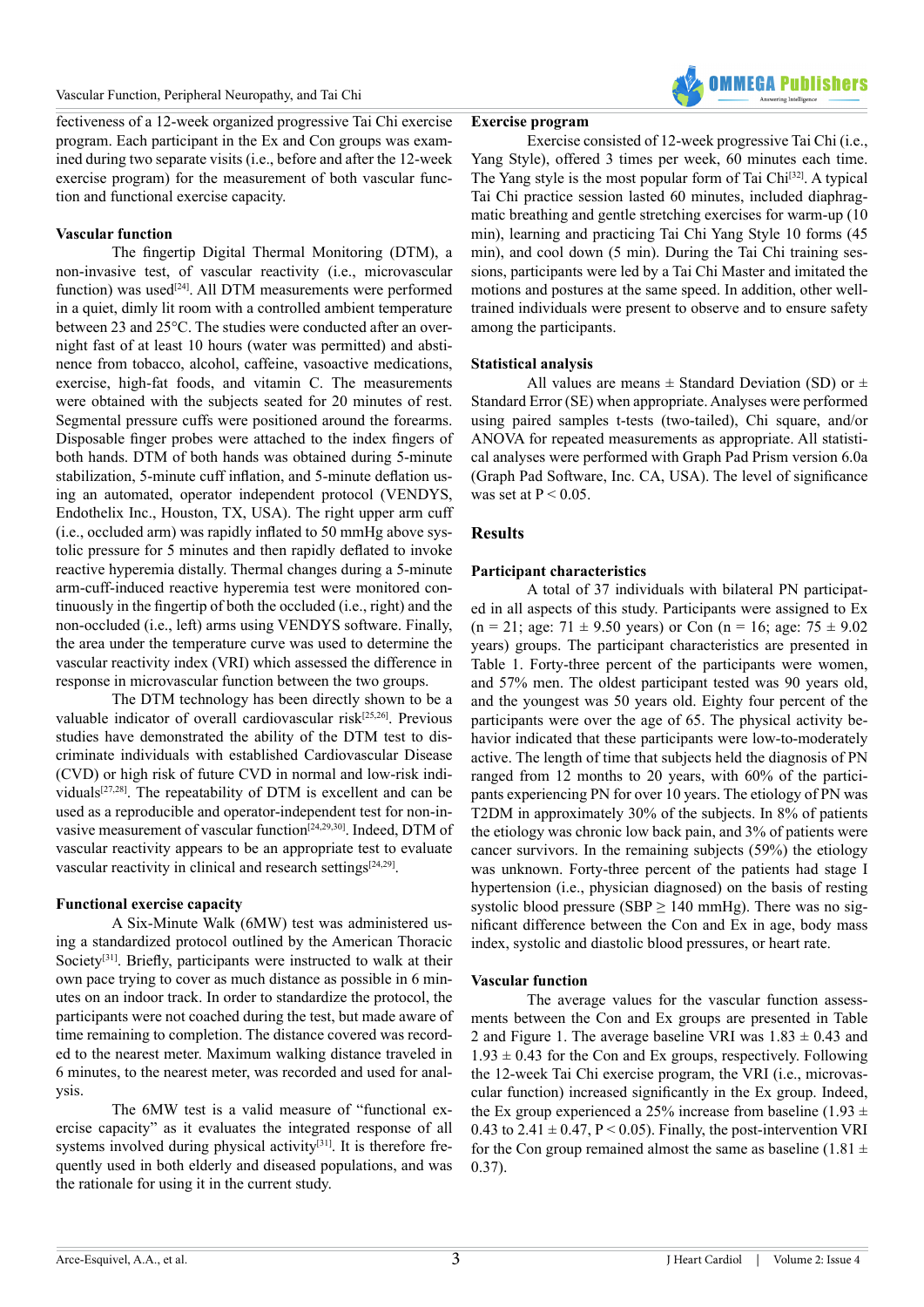fectiveness of a 12-week organized progressive Tai Chi exercise program. Each participant in the Ex and Con groups was examined during two separate visits (i.e., before and after the 12-week exercise program) for the measurement of both vascular function and functional exercise capacity.

### Vascular function

The fingertip Digital Thermal Monitoring (DTM), a non-invasive test, of vascular reactivity (i.e., microvascular function) was used[24]. All DTM measurements were performed in a quiet, dimly lit room with a controlled ambient temperature between 23 and 25°C. The studies were conducted after an overnight fast of at least 10 hours (water was permitted) and abstinence from tobacco, alcohol, caffeine, vasoactive medications, exercise, high-fat foods, and vitamin C. The measurements were obtained with the subjects seated for 20 minutes of rest. Segmental pressure cuffs were positioned around the forearms. Disposable finger probes were attached to the index fingers of both hands. DTM of both hands was obtained during 5-minute stabilization, 5-minute cuff inflation, and 5-minute deflation using an automated, operator independent protocol (VENDYS, Endothelix Inc., Houston, TX, USA). The right upper arm cuff (i.e., occluded arm) was rapidly inflated to 50 mmHg above systolic pressure for 5 minutes and then rapidly deflated to invoke reactive hyperemia distally. Thermal changes during a 5-minute arm-cuff-induced reactive hyperemia test were monitored continuously in the fingertip of both the occluded (i.e., right) and the non-occluded (i.e., left) arms using VENDYS software. Finally, the area under the temperature curve was used to determine the vascular reactivity index (VRI) which assessed the difference in response in microvascular function between the two groups.

The DTM technology has been directly shown to be a valuable indicator of overall cardiovascular risk[25,26]. Previous studies have demonstrated the ability of the DTM test to discriminate individuals with established Cardiovascular Disease (CVD) or high risk of future CVD in normal and low-risk individuals[27,28]. The repeatability of DTM is excellent and can be used as a reproducible and operator-independent test for non-invasive measurement of vascular function[24,29,30]. Indeed, DTM of vascular reactivity appears to be an appropriate test to evaluate vascular reactivity in clinical and research settings[24,29].

### Functional exercise capacity

A Six-Minute Walk (6MW) test was administered using a standardized protocol outlined by the American Thoracic Society[31]. Briefly, participants were instructed to walk at their own pace trying to cover as much distance as possible in 6 minutes on an indoor track. In order to standardize the protocol, the participants were not coached during the test, but made aware of time remaining to completion. The distance covered was recorded to the nearest meter. Maximum walking distance traveled in 6 minutes, to the nearest meter, was recorded and used for analysis.

The 6MW test is a valid measure of "functional exercise capacity" as it evaluates the integrated response of all systems involved during physical activity[31]. It is therefore frequently used in both elderly and diseased populations, and was the rationale for using it in the current study.

### Exercise program

Exercise consisted of 12-week progressive Tai Chi (i.e., Yang Style), offered 3 times per week, 60 minutes each time. The Yang style is the most popular form of Tai Chi[32]. A typical Tai Chi practice session lasted 60 minutes, included diaphragmatic breathing and gentle stretching exercises for warm-up (10 min), learning and practicing Tai Chi Yang Style 10 forms (45 min), and cool down (5 min). During the Tai Chi training sessions, participants were led by a Tai Chi Master and imitated the motions and postures at the same speed. In addition, other well-trained individuals were present to observe and to ensure safety among the participants.

### Statistical analysis

All values are means ± Standard Deviation (SD) or ± Standard Error (SE) when appropriate. Analyses were performed using paired samples t-tests (two-tailed), Chi square, and/or ANOVA for repeated measurements as appropriate. All statistical analyses were performed with Graph Pad Prism version 6.0a (Graph Pad Software, Inc. CA, USA). The level of significance was set at $P < 0.05$.

## Results

### Participant characteristics

A total of 37 individuals with bilateral PN participated in all aspects of this study. Participants were assigned to Ex (n = 21; age: 71 ± 9.50 years) or Con (n = 16; age: 75 ± 9.02 years) groups. The participant characteristics are presented in Table 1. Forty-three percent of the participants were women, and 57% men. The oldest participant tested was 90 years old, and the youngest was 50 years old. Eighty four percent of the participants were over the age of 65. The physical activity behavior indicated that these participants were low-to-moderately active. The length of time that subjects held the diagnosis of PN ranged from 12 months to 20 years, with 60% of the participants experiencing PN for over 10 years. The etiology of PN was T2DM in approximately 30% of the subjects. In 8% of patients the etiology was chronic low back pain, and 3% of patients were cancer survivors. In the remaining subjects (59%) the etiology was unknown. Forty-three percent of the patients had stage I hypertension (i.e., physician diagnosed) on the basis of resting systolic blood pressure (SBP ≥ 140 mmHg). There was no significant difference between the Con and Ex in age, body mass index, systolic and diastolic blood pressures, or heart rate.

### Vascular function

The average values for the vascular function assessments between the Con and Ex groups are presented in Table 2 and Figure 1. The average baseline VRI was 1.83 ± 0.43 and 1.93 ± 0.43 for the Con and Ex groups, respectively. Following the 12-week Tai Chi exercise program, the VRI (i.e., microvascular function) increased significantly in the Ex group. Indeed, the Ex group experienced a 25% increase from baseline (1.93 ± 0.43 to 2.41 ± 0.47, $P < 0.05$). Finally, the post-intervention VRI for the Con group remained almost the same as baseline (1.81 ± 0.37).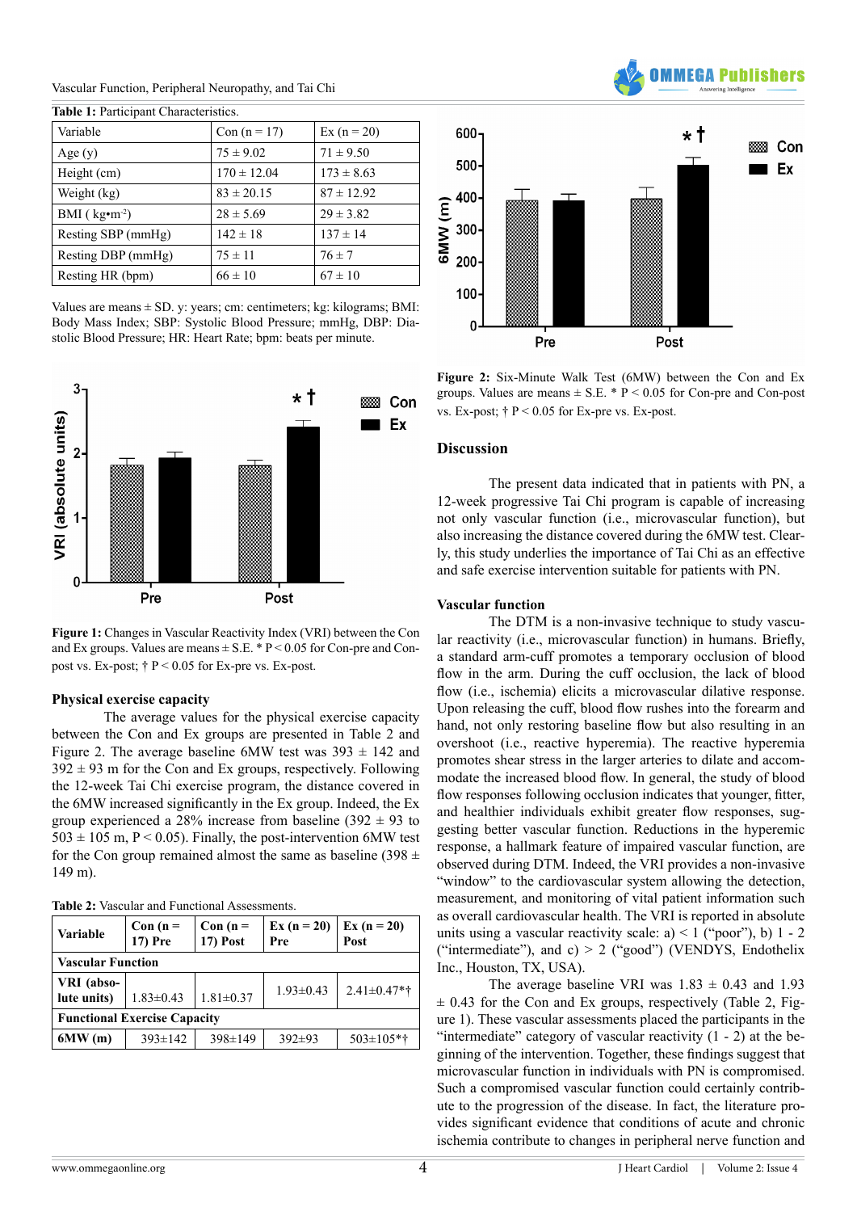**Table 1:** Participant Characteristics.

| Variable | Con (n = 17) | Ex (n = 20) |
|---|---|---|
| Age (y) | 75 ± 9.02 | 71 ± 9.50 |
| Height (cm) | 170 ± 12.04 | 173 ± 8.63 |
| Weight (kg) | 83 ± 20.15 | 87 ± 12.92 |
| BMI ( $kg \cdot m^{-2}$) | 28 ± 5.69 | 29 ± 3.82 |
| Resting SBP (mmHg) | 142 ± 18 | 137 ± 14 |
| Resting DBP (mmHg) | 75 ± 11 | 76 ± 7 |
| Resting HR (bpm) | 66 ± 10 | 67 ± 10 |

Values are means ± SD. y: years; cm: centimeters; kg: kilograms; BMI: Body Mass Index; SBP: Systolic Blood Pressure; mmHg, DBP: Diastolic Blood Pressure; HR: Heart Rate; bpm: beats per minute.

**Figure 1:** Changes in Vascular Reactivity Index (VRI) between the Con and Ex groups. Values are means ± S.E. * $P < 0.05$ for Con-pre and Con-post vs. Ex-post; † $P < 0.05$ for Ex-pre vs. Ex-post.

### Physical exercise capacity

The average values for the physical exercise capacity between the Con and Ex groups are presented in Table 2 and Figure 2. The average baseline 6MW test was 393 ± 142 and 392 ± 93 m for the Con and Ex groups, respectively. Following the 12-week Tai Chi exercise program, the distance covered in the 6MW increased significantly in the Ex group. Indeed, the Ex group experienced a 28% increase from baseline (392 ± 93 to 503 ± 105 m, $P < 0.05$). Finally, the post-intervention 6MW test for the Con group remained almost the same as baseline (398 ± 149 m).

**Table 2:** Vascular and Functional Assessments.

| Variable | Con (n = 17) Pre | Con (n = 17) Post | Ex (n = 20) Pre | Ex (n = 20) Post |
|---|---|---|---|---|
| **Vascular Function** | | | | |
| **VRI (absolute units)** | 1.83±0.43 | 1.81±0.37 | 1.93±0.43 | 2.41±0.47*† |
| **Functional Exercise Capacity** | | | | |
| **6MW (m)** | 393±142 | 398±149 | 392±93 | 503±105*† |

**Figure 2:** Six-Minute Walk Test (6MW) between the Con and Ex groups. Values are means ± S.E. * $P < 0.05$ for Con-pre and Con-post vs. Ex-post; † $P < 0.05$ for Ex-pre vs. Ex-post.

## Discussion

The present data indicated that in patients with PN, a 12-week progressive Tai Chi program is capable of increasing not only vascular function (i.e., microvascular function), but also increasing the distance covered during the 6MW test. Clearly, this study underlies the importance of Tai Chi as an effective and safe exercise intervention suitable for patients with PN.

### Vascular function

The DTM is a non-invasive technique to study vascular reactivity (i.e., microvascular function) in humans. Briefly, a standard arm-cuff promotes a temporary occlusion of blood flow in the arm. During the cuff occlusion, the lack of blood flow (i.e., ischemia) elicits a microvascular dilative response. Upon releasing the cuff, blood flow rushes into the forearm and hand, not only restoring baseline flow but also resulting in an overshoot (i.e., reactive hyperemia). The reactive hyperemia promotes shear stress in the larger arteries to dilate and accommodate the increased blood flow. In general, the study of blood flow responses following occlusion indicates that younger, fitter, and healthier individuals exhibit greater flow responses, suggesting better vascular function. Reductions in the hyperemic response, a hallmark feature of impaired vascular function, are observed during DTM. Indeed, the VRI provides a non-invasive "window" to the cardiovascular system allowing the detection, measurement, and monitoring of vital patient information such as overall cardiovascular health. The VRI is reported in absolute units using a vascular reactivity scale: a) < 1 ("poor"), b) 1 - 2 ("intermediate"), and c) > 2 ("good") (VENDYS, Endothelix Inc., Houston, TX, USA).

The average baseline VRI was 1.83 ± 0.43 and 1.93 ± 0.43 for the Con and Ex groups, respectively (Table 2, Figure 1). These vascular assessments placed the participants in the "intermediate" category of vascular reactivity (1 - 2) at the beginning of the intervention. Together, these findings suggest that microvascular function in individuals with PN is compromised. Such a compromised vascular function could certainly contribute to the progression of the disease. In fact, the literature provides significant evidence that conditions of acute and chronic ischemia contribute to changes in peripheral nerve function and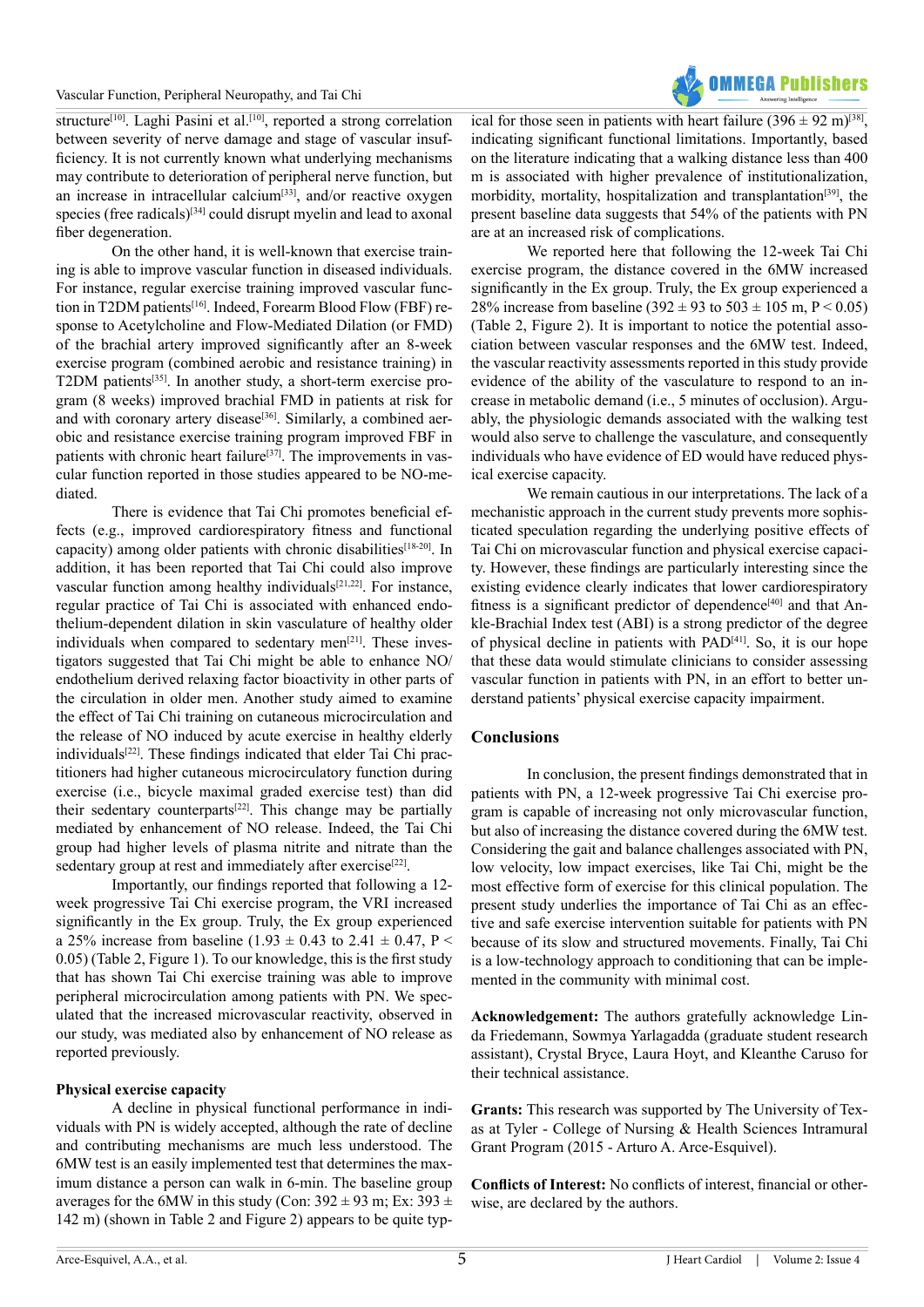structure[10]. Laghi Pasini et al.[10], reported a strong correlation between severity of nerve damage and stage of vascular insufficiency. It is not currently known what underlying mechanisms may contribute to deterioration of peripheral nerve function, but an increase in intracellular calcium[33], and/or reactive oxygen species (free radicals)[34] could disrupt myelin and lead to axonal fiber degeneration.

On the other hand, it is well-known that exercise training is able to improve vascular function in diseased individuals. For instance, regular exercise training improved vascular function in T2DM patients[16]. Indeed, Forearm Blood Flow (FBF) response to Acetylcholine and Flow-Mediated Dilation (or FMD) of the brachial artery improved significantly after an 8-week exercise program (combined aerobic and resistance training) in T2DM patients[35]. In another study, a short-term exercise program (8 weeks) improved brachial FMD in patients at risk for and with coronary artery disease[36]. Similarly, a combined aerobic and resistance exercise training program improved FBF in patients with chronic heart failure[37]. The improvements in vascular function reported in those studies appeared to be NO-mediated.

There is evidence that Tai Chi promotes beneficial effects (e.g., improved cardiorespiratory fitness and functional capacity) among older patients with chronic disabilities[18-20]. In addition, it has been reported that Tai Chi could also improve vascular function among healthy individuals[21,22]. For instance, regular practice of Tai Chi is associated with enhanced endothelium-dependent dilation in skin vasculature of healthy older individuals when compared to sedentary men[21]. These investigators suggested that Tai Chi might be able to enhance NO/endothelium derived relaxing factor bioactivity in other parts of the circulation in older men. Another study aimed to examine the effect of Tai Chi training on cutaneous microcirculation and the release of NO induced by acute exercise in healthy elderly individuals[22]. These findings indicated that elder Tai Chi practitioners had higher cutaneous microcirculatory function during exercise (i.e., bicycle maximal graded exercise test) than did their sedentary counterparts[22]. This change may be partially mediated by enhancement of NO release. Indeed, the Tai Chi group had higher levels of plasma nitrite and nitrate than the sedentary group at rest and immediately after exercise[22].

Importantly, our findings reported that following a 12-week progressive Tai Chi exercise program, the VRI increased significantly in the Ex group. Truly, the Ex group experienced a 25% increase from baseline ($1.93 \pm 0.43$ to $2.41 \pm 0.47$, $P < 0.05$) (Table 2, Figure 1). To our knowledge, this is the first study that has shown Tai Chi exercise training was able to improve peripheral microcirculation among patients with PN. We speculated that the increased microvascular reactivity, observed in our study, was mediated also by enhancement of NO release as reported previously.

### Physical exercise capacity

A decline in physical functional performance in individuals with PN is widely accepted, although the rate of decline and contributing mechanisms are much less understood. The 6MW test is an easily implemented test that determines the maximum distance a person can walk in 6-min. The baseline group averages for the 6MW in this study (Con: $392 \pm 93$ m; Ex: $393 \pm 142$ m) (shown in Table 2 and Figure 2) appears to be quite typical for those seen in patients with heart failure ($396 \pm 92$ m)[38], indicating significant functional limitations. Importantly, based on the literature indicating that a walking distance less than 400 m is associated with higher prevalence of institutionalization, morbidity, mortality, hospitalization and transplantation[39], the present baseline data suggests that 54% of the patients with PN are at an increased risk of complications.

We reported here that following the 12-week Tai Chi exercise program, the distance covered in the 6MW increased significantly in the Ex group. Truly, the Ex group experienced a 28% increase from baseline ($392 \pm 93$ to $503 \pm 105$ m, $P < 0.05$) (Table 2, Figure 2). It is important to notice the potential association between vascular responses and the 6MW test. Indeed, the vascular reactivity assessments reported in this study provide evidence of the ability of the vasculature to respond to an increase in metabolic demand (i.e., 5 minutes of occlusion). Arguably, the physiologic demands associated with the walking test would also serve to challenge the vasculature, and consequently individuals who have evidence of ED would have reduced physical exercise capacity.

We remain cautious in our interpretations. The lack of a mechanistic approach in the current study prevents more sophisticated speculation regarding the underlying positive effects of Tai Chi on microvascular function and physical exercise capacity. However, these findings are particularly interesting since the existing evidence clearly indicates that lower cardiorespiratory fitness is a significant predictor of dependence[40] and that Ankle-Brachial Index test (ABI) is a strong predictor of the degree of physical decline in patients with PAD[41]. So, it is our hope that these data would stimulate clinicians to consider assessing vascular function in patients with PN, in an effort to better understand patients' physical exercise capacity impairment.

## Conclusions

In conclusion, the present findings demonstrated that in patients with PN, a 12-week progressive Tai Chi exercise program is capable of increasing not only microvascular function, but also of increasing the distance covered during the 6MW test. Considering the gait and balance challenges associated with PN, low velocity, low impact exercises, like Tai Chi, might be the most effective form of exercise for this clinical population. The present study underlies the importance of Tai Chi as an effective and safe exercise intervention suitable for patients with PN because of its slow and structured movements. Finally, Tai Chi is a low-technology approach to conditioning that can be implemented in the community with minimal cost.

**Acknowledgement:** The authors gratefully acknowledge Linda Friedemann, Sowmya Yarlagadda (graduate student research assistant), Crystal Bryce, Laura Hoyt, and Kleanthe Caruso for their technical assistance.

**Grants:** This research was supported by The University of Texas at Tyler - College of Nursing & Health Sciences Intramural Grant Program (2015 - Arturo A. Arce-Esquivel).

**Conflicts of Interest:** No conflicts of interest, financial or otherwise, are declared by the authors.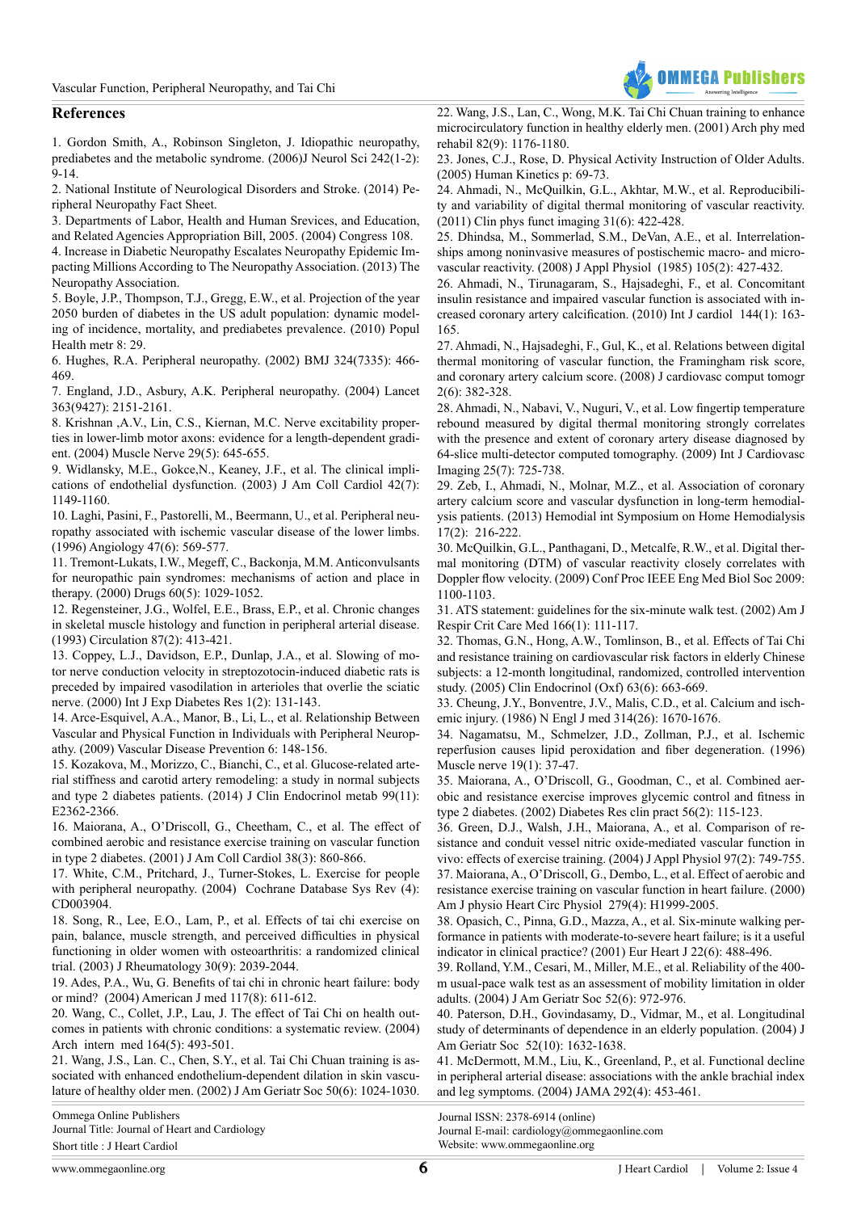## References

1. Gordon Smith, A., Robinson Singleton, J. Idiopathic neuropathy, prediabetes and the metabolic syndrome. (2006)J Neurol Sci 242(1-2): 9-14.

2. National Institute of Neurological Disorders and Stroke. (2014) Peripheral Neuropathy Fact Sheet.

3. Departments of Labor, Health and Human Srevices, and Education, and Related Agencies Appropriation Bill, 2005. (2004) Congress 108.

4. Increase in Diabetic Neuropathy Escalates Neuropathy Epidemic Impacting Millions According to The Neuropathy Association. (2013) The Neuropathy Association.

5. Boyle, J.P., Thompson, T.J., Gregg, E.W., et al. Projection of the year 2050 burden of diabetes in the US adult population: dynamic modeling of incidence, mortality, and prediabetes prevalence. (2010) Popul Health metr 8: 29.

6. Hughes, R.A. Peripheral neuropathy. (2002) BMJ 324(7335): 466-469.

7. England, J.D., Asbury, A.K. Peripheral neuropathy. (2004) Lancet 363(9427): 2151-2161.

8. Krishnan ,A.V., Lin, C.S., Kiernan, M.C. Nerve excitability properties in lower-limb motor axons: evidence for a length-dependent gradient. (2004) Muscle Nerve 29(5): 645-655.

9. Widlansky, M.E., Gokce,N., Keaney, J.F., et al. The clinical implications of endothelial dysfunction. (2003) J Am Coll Cardiol 42(7): 1149-1160.

10. Laghi, Pasini, F., Pastorelli, M., Beermann, U., et al. Peripheral neuropathy associated with ischemic vascular disease of the lower limbs. (1996) Angiology 47(6): 569-577.

11. Tremont-Lukats, I.W., Megeff, C., Backonja, M.M. Anticonvulsants for neuropathic pain syndromes: mechanisms of action and place in therapy. (2000) Drugs 60(5): 1029-1052.

12. Regensteiner, J.G., Wolfel, E.E., Brass, E.P., et al. Chronic changes in skeletal muscle histology and function in peripheral arterial disease. (1993) Circulation 87(2): 413-421.

13. Coppey, L.J., Davidson, E.P., Dunlap, J.A., et al. Slowing of motor nerve conduction velocity in streptozotocin-induced diabetic rats is preceded by impaired vasodilation in arterioles that overlie the sciatic nerve. (2000) Int J Exp Diabetes Res 1(2): 131-143.

14. Arce-Esquivel, A.A., Manor, B., Li, L., et al. Relationship Between Vascular and Physical Function in Individuals with Peripheral Neuropathy. (2009) Vascular Disease Prevention 6: 148-156.

15. Kozakova, M., Morizzo, C., Bianchi, C., et al. Glucose-related arterial stiffness and carotid artery remodeling: a study in normal subjects and type 2 diabetes patients. (2014) J Clin Endocrinol metab 99(11): E2362-2366.

16. Maiorana, A., O'Driscoll, G., Cheetham, C., et al. The effect of combined aerobic and resistance exercise training on vascular function in type 2 diabetes. (2001) J Am Coll Cardiol 38(3): 860-866.

17. White, C.M., Pritchard, J., Turner-Stokes, L. Exercise for people with peripheral neuropathy. (2004) Cochrane Database Sys Rev (4): CD003904.

18. Song, R., Lee, E.O., Lam, P., et al. Effects of tai chi exercise on pain, balance, muscle strength, and perceived difficulties in physical functioning in older women with osteoarthritis: a randomized clinical trial. (2003) J Rheumatology 30(9): 2039-2044.

19. Ades, P.A., Wu, G. Benefits of tai chi in chronic heart failure: body or mind? (2004) American J med 117(8): 611-612.

20. Wang, C., Collet, J.P., Lau, J. The effect of Tai Chi on health outcomes in patients with chronic conditions: a systematic review. (2004) Arch intern med 164(5): 493-501.

21. Wang, J.S., Lan. C., Chen, S.Y., et al. Tai Chi Chuan training is associated with enhanced endothelium-dependent dilation in skin vasculature of healthy older men. (2002) J Am Geriatr Soc 50(6): 1024-1030.

22. Wang, J.S., Lan, C., Wong, M.K. Tai Chi Chuan training to enhance microcirculatory function in healthy elderly men. (2001) Arch phy med rehabil 82(9): 1176-1180.

23. Jones, C.J., Rose, D. Physical Activity Instruction of Older Adults. (2005) Human Kinetics p: 69-73.

24. Ahmadi, N., McQuilkin, G.L., Akhtar, M.W., et al. Reproducibility and variability of digital thermal monitoring of vascular reactivity. (2011) Clin phys funct imaging 31(6): 422-428.

25. Dhindsa, M., Sommerlad, S.M., DeVan, A.E., et al. Interrelationships among noninvasive measures of postischemic macro- and microvascular reactivity. (2008) J Appl Physiol (1985) 105(2): 427-432.

26. Ahmadi, N., Tirunagaram, S., Hajsadeghi, F., et al. Concomitant insulin resistance and impaired vascular function is associated with increased coronary artery calcification. (2010) Int J cardiol 144(1): 163-165.

27. Ahmadi, N., Hajsadeghi, F., Gul, K., et al. Relations between digital thermal monitoring of vascular function, the Framingham risk score, and coronary artery calcium score. (2008) J cardiovasc comput tomogr 2(6): 382-328.

28. Ahmadi, N., Nabavi, V., Nuguri, V., et al. Low fingertip temperature rebound measured by digital thermal monitoring strongly correlates with the presence and extent of coronary artery disease diagnosed by 64-slice multi-detector computed tomography. (2009) Int J Cardiovasc Imaging 25(7): 725-738.

29. Zeb, I., Ahmadi, N., Molnar, M.Z., et al. Association of coronary artery calcium score and vascular dysfunction in long-term hemodialysis patients. (2013) Hemodial int Symposium on Home Hemodialysis 17(2): 216-222.

30. McQuilkin, G.L., Panthagani, D., Metcalfe, R.W., et al. Digital thermal monitoring (DTM) of vascular reactivity closely correlates with Doppler flow velocity. (2009) Conf Proc IEEE Eng Med Biol Soc 2009: 1100-1103.

31. ATS statement: guidelines for the six-minute walk test. (2002) Am J Respir Crit Care Med 166(1): 111-117.

32. Thomas, G.N., Hong, A.W., Tomlinson, B., et al. Effects of Tai Chi and resistance training on cardiovascular risk factors in elderly Chinese subjects: a 12-month longitudinal, randomized, controlled intervention study. (2005) Clin Endocrinol (Oxf) 63(6): 663-669.

33. Cheung, J.Y., Bonventre, J.V., Malis, C.D., et al. Calcium and ischemic injury. (1986) N Engl J med 314(26): 1670-1676.

34. Nagamatsu, M., Schmelzer, J.D., Zollman, P.J., et al. Ischemic reperfusion causes lipid peroxidation and fiber degeneration. (1996) Muscle nerve 19(1): 37-47.

35. Maiorana, A., O'Driscoll, G., Goodman, C., et al. Combined aerobic and resistance exercise improves glycemic control and fitness in type 2 diabetes. (2002) Diabetes Res clin pract 56(2): 115-123.

36. Green, D.J., Walsh, J.H., Maiorana, A., et al. Comparison of resistance and conduit vessel nitric oxide-mediated vascular function in vivo: effects of exercise training. (2004) J Appl Physiol 97(2): 749-755.

37. Maiorana, A., O'Driscoll, G., Dembo, L., et al. Effect of aerobic and resistance exercise training on vascular function in heart failure. (2000) Am J physio Heart Circ Physiol 279(4): H1999-2005.

38. Opasich, C., Pinna, G.D., Mazza, A., et al. Six-minute walking performance in patients with moderate-to-severe heart failure; is it a useful indicator in clinical practice? (2001) Eur Heart J 22(6): 488-496.

39. Rolland, Y.M., Cesari, M., Miller, M.E., et al. Reliability of the 400-m usual-pace walk test as an assessment of mobility limitation in older adults. (2004) J Am Geriatr Soc 52(6): 972-976.

40. Paterson, D.H., Govindasamy, D., Vidmar, M., et al. Longitudinal study of determinants of dependence in an elderly population. (2004) J Am Geriatr Soc 52(10): 1632-1638.

41. McDermott, M.M., Liu, K., Greenland, P., et al. Functional decline in peripheral arterial disease: associations with the ankle brachial index and leg symptoms. (2004) JAMA 292(4): 453-461.